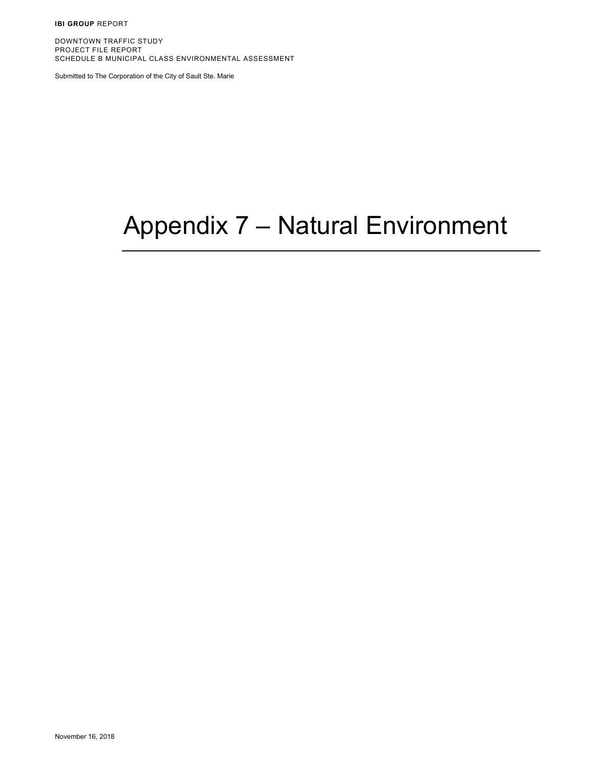**IBI GROUP** REPORT

DOWNTOWN TRAFFIC STUDY
PROJECT FILE REPORT
SCHEDULE B MUNICIPAL CLASS ENVIRONMENTAL ASSESSMENT

Submitted to The Corporation of the City of Sault Ste. Marie

# Appendix 7 – Natural Environment

November 16, 2018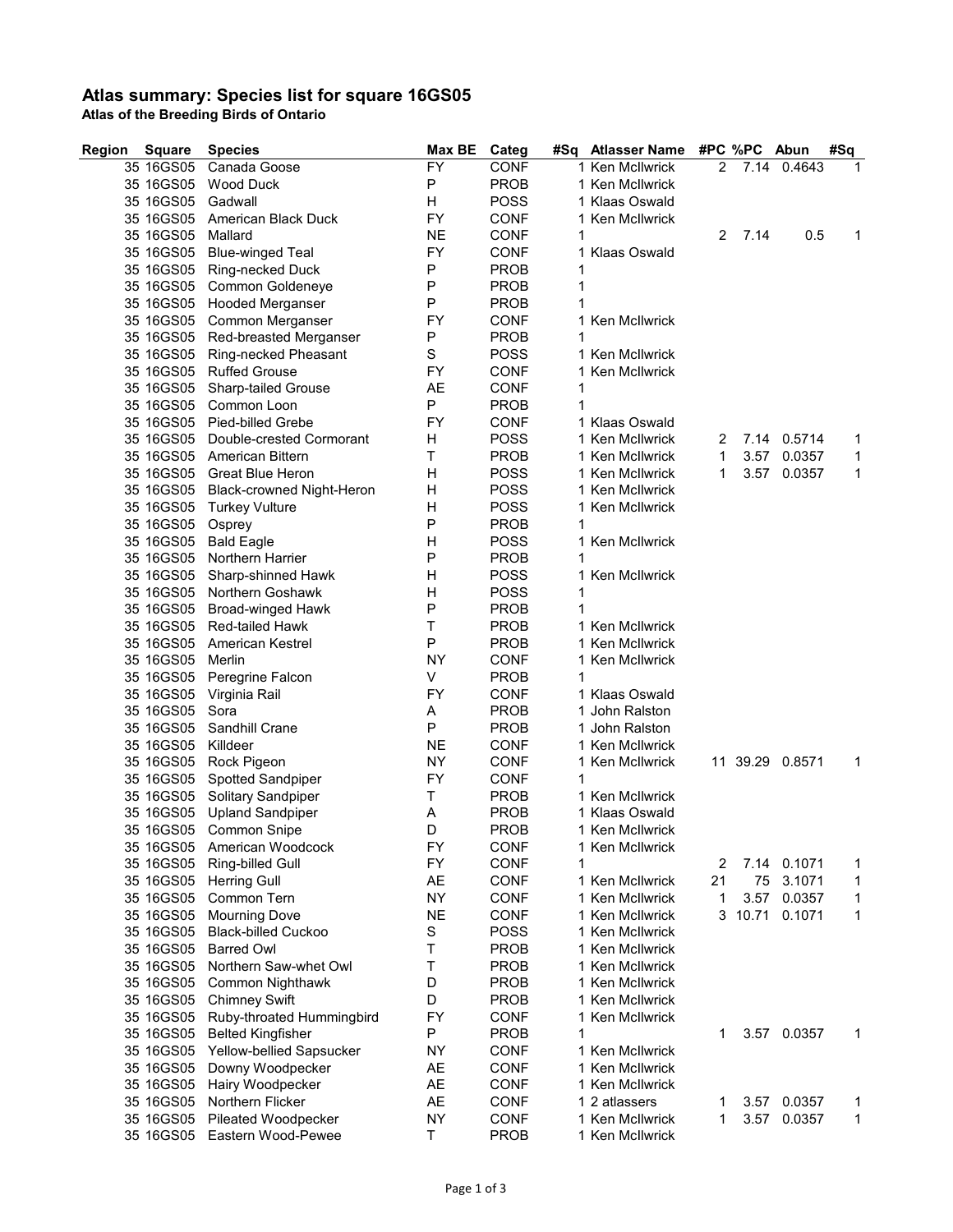## Atlas summary: Species list for square 16GS05

**Atlas of the Breeding Birds of Ontario**

| Region | Square | Species | Max BE | Categ | #Sq | Atlasser Name | #PC | %PC | Abun | #Sq |
|---|---|---|---|---|---|---|---|---|---|---|
| 35 | 16GS05 | Canada Goose | FY | CONF | 1 | Ken McIlwrick | 2 | 7.14 | 0.4643 | 1 |
| 35 | 16GS05 | Wood Duck | P | PROB | 1 | Ken McIlwrick | | | | |
| 35 | 16GS05 | Gadwall | H | POSS | 1 | Klaas Oswald | | | | |
| 35 | 16GS05 | American Black Duck | FY | CONF | 1 | Ken McIlwrick | | | | |
| 35 | 16GS05 | Mallard | NE | CONF | 1 | | 2 | 7.14 | 0.5 | 1 |
| 35 | 16GS05 | Blue-winged Teal | FY | CONF | 1 | Klaas Oswald | | | | |
| 35 | 16GS05 | Ring-necked Duck | P | PROB | 1 | | | | | |
| 35 | 16GS05 | Common Goldeneye | P | PROB | 1 | | | | | |
| 35 | 16GS05 | Hooded Merganser | P | PROB | 1 | | | | | |
| 35 | 16GS05 | Common Merganser | FY | CONF | 1 | Ken McIlwrick | | | | |
| 35 | 16GS05 | Red-breasted Merganser | P | PROB | 1 | | | | | |
| 35 | 16GS05 | Ring-necked Pheasant | S | POSS | 1 | Ken McIlwrick | | | | |
| 35 | 16GS05 | Ruffed Grouse | FY | CONF | 1 | Ken McIlwrick | | | | |
| 35 | 16GS05 | Sharp-tailed Grouse | AE | CONF | 1 | | | | | |
| 35 | 16GS05 | Common Loon | P | PROB | 1 | | | | | |
| 35 | 16GS05 | Pied-billed Grebe | FY | CONF | 1 | Klaas Oswald | | | | |
| 35 | 16GS05 | Double-crested Cormorant | H | POSS | 1 | Ken McIlwrick | 2 | 7.14 | 0.5714 | 1 |
| 35 | 16GS05 | American Bittern | T | PROB | 1 | Ken McIlwrick | 1 | 3.57 | 0.0357 | 1 |
| 35 | 16GS05 | Great Blue Heron | H | POSS | 1 | Ken McIlwrick | 1 | 3.57 | 0.0357 | 1 |
| 35 | 16GS05 | Black-crowned Night-Heron | H | POSS | 1 | Ken McIlwrick | | | | |
| 35 | 16GS05 | Turkey Vulture | H | POSS | 1 | Ken McIlwrick | | | | |
| 35 | 16GS05 | Osprey | P | PROB | 1 | | | | | |
| 35 | 16GS05 | Bald Eagle | H | POSS | 1 | Ken McIlwrick | | | | |
| 35 | 16GS05 | Northern Harrier | P | PROB | 1 | | | | | |
| 35 | 16GS05 | Sharp-shinned Hawk | H | POSS | 1 | Ken McIlwrick | | | | |
| 35 | 16GS05 | Northern Goshawk | H | POSS | 1 | | | | | |
| 35 | 16GS05 | Broad-winged Hawk | P | PROB | 1 | | | | | |
| 35 | 16GS05 | Red-tailed Hawk | T | PROB | 1 | Ken McIlwrick | | | | |
| 35 | 16GS05 | American Kestrel | P | PROB | 1 | Ken McIlwrick | | | | |
| 35 | 16GS05 | Merlin | NY | CONF | 1 | Ken McIlwrick | | | | |
| 35 | 16GS05 | Peregrine Falcon | V | PROB | 1 | | | | | |
| 35 | 16GS05 | Virginia Rail | FY | CONF | 1 | Klaas Oswald | | | | |
| 35 | 16GS05 | Sora | A | PROB | 1 | John Ralston | | | | |
| 35 | 16GS05 | Sandhill Crane | P | PROB | 1 | John Ralston | | | | |
| 35 | 16GS05 | Killdeer | NE | CONF | 1 | Ken McIlwrick | | | | |
| 35 | 16GS05 | Rock Pigeon | NY | CONF | 1 | Ken McIlwrick | 11 | 39.29 | 0.8571 | 1 |
| 35 | 16GS05 | Spotted Sandpiper | FY | CONF | 1 | | | | | |
| 35 | 16GS05 | Solitary Sandpiper | T | PROB | 1 | Ken McIlwrick | | | | |
| 35 | 16GS05 | Upland Sandpiper | A | PROB | 1 | Klaas Oswald | | | | |
| 35 | 16GS05 | Common Snipe | D | PROB | 1 | Ken McIlwrick | | | | |
| 35 | 16GS05 | American Woodcock | FY | CONF | 1 | Ken McIlwrick | | | | |
| 35 | 16GS05 | Ring-billed Gull | FY | CONF | 1 | | 2 | 7.14 | 0.1071 | 1 |
| 35 | 16GS05 | Herring Gull | AE | CONF | 1 | Ken McIlwrick | 21 | 75 | 3.1071 | 1 |
| 35 | 16GS05 | Common Tern | NY | CONF | 1 | Ken McIlwrick | 1 | 3.57 | 0.0357 | 1 |
| 35 | 16GS05 | Mourning Dove | NE | CONF | 1 | Ken McIlwrick | 3 | 10.71 | 0.1071 | 1 |
| 35 | 16GS05 | Black-billed Cuckoo | S | POSS | 1 | Ken McIlwrick | | | | |
| 35 | 16GS05 | Barred Owl | T | PROB | 1 | Ken McIlwrick | | | | |
| 35 | 16GS05 | Northern Saw-whet Owl | T | PROB | 1 | Ken McIlwrick | | | | |
| 35 | 16GS05 | Common Nighthawk | D | PROB | 1 | Ken McIlwrick | | | | |
| 35 | 16GS05 | Chimney Swift | D | PROB | 1 | Ken McIlwrick | | | | |
| 35 | 16GS05 | Ruby-throated Hummingbird | FY | CONF | 1 | Ken McIlwrick | | | | |
| 35 | 16GS05 | Belted Kingfisher | P | PROB | 1 | | 1 | 3.57 | 0.0357 | 1 |
| 35 | 16GS05 | Yellow-bellied Sapsucker | NY | CONF | 1 | Ken McIlwrick | | | | |
| 35 | 16GS05 | Downy Woodpecker | AE | CONF | 1 | Ken McIlwrick | | | | |
| 35 | 16GS05 | Hairy Woodpecker | AE | CONF | 1 | Ken McIlwrick | | | | |
| 35 | 16GS05 | Northern Flicker | AE | CONF | 1 | 2 atlassers | 1 | 3.57 | 0.0357 | 1 |
| 35 | 16GS05 | Pileated Woodpecker | NY | CONF | 1 | Ken McIlwrick | 1 | 3.57 | 0.0357 | 1 |
| 35 | 16GS05 | Eastern Wood-Pewee | T | PROB | 1 | Ken McIlwrick | | | | |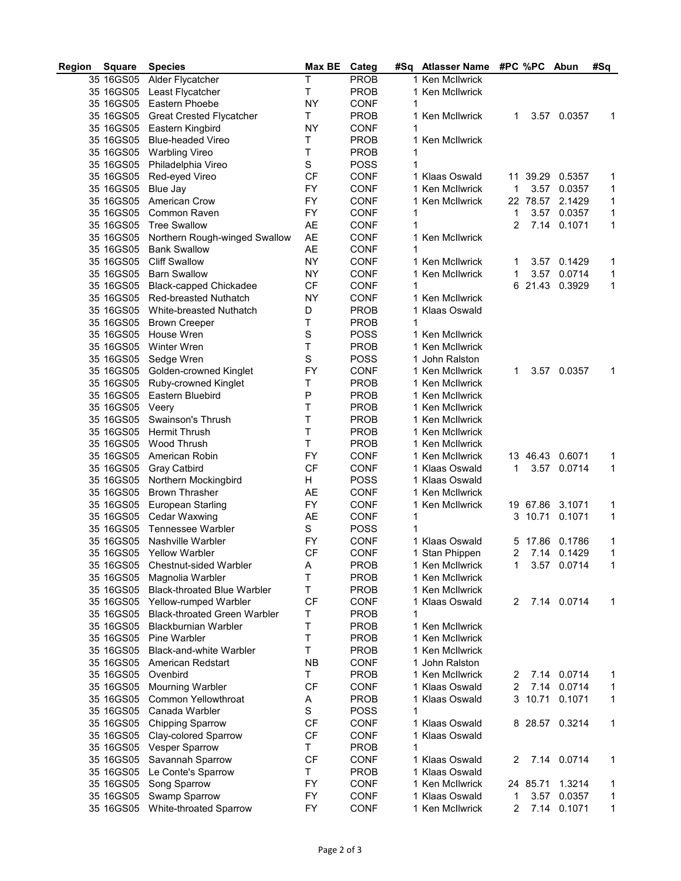| Region | Square | Species | Max BE | Categ | #Sq | Atlasser Name | #PC | %PC | Abun | #Sq |
|---|---|---|---|---|---|---|---|---|---|---|
| 35 | 16GS05 | Alder Flycatcher | T | PROB | 1 | Ken McIlwrick | | | | |
| 35 | 16GS05 | Least Flycatcher | T | PROB | 1 | Ken McIlwrick | | | | |
| 35 | 16GS05 | Eastern Phoebe | NY | CONF | 1 | | | | | |
| 35 | 16GS05 | Great Crested Flycatcher | T | PROB | 1 | Ken McIlwrick | 1 | 3.57 | 0.0357 | 1 |
| 35 | 16GS05 | Eastern Kingbird | NY | CONF | 1 | | | | | |
| 35 | 16GS05 | Blue-headed Vireo | T | PROB | 1 | Ken McIlwrick | | | | |
| 35 | 16GS05 | Warbling Vireo | T | PROB | 1 | | | | | |
| 35 | 16GS05 | Philadelphia Vireo | S | POSS | 1 | | | | | |
| 35 | 16GS05 | Red-eyed Vireo | CF | CONF | 1 | Klaas Oswald | 11 | 39.29 | 0.5357 | 1 |
| 35 | 16GS05 | Blue Jay | FY | CONF | 1 | Ken McIlwrick | 1 | 3.57 | 0.0357 | 1 |
| 35 | 16GS05 | American Crow | FY | CONF | 1 | Ken McIlwrick | 22 | 78.57 | 2.1429 | 1 |
| 35 | 16GS05 | Common Raven | FY | CONF | 1 | | 1 | 3.57 | 0.0357 | 1 |
| 35 | 16GS05 | Tree Swallow | AE | CONF | 1 | | 2 | 7.14 | 0.1071 | 1 |
| 35 | 16GS05 | Northern Rough-winged Swallow | AE | CONF | 1 | Ken McIlwrick | | | | |
| 35 | 16GS05 | Bank Swallow | AE | CONF | 1 | | | | | |
| 35 | 16GS05 | Cliff Swallow | NY | CONF | 1 | Ken McIlwrick | 1 | 3.57 | 0.1429 | 1 |
| 35 | 16GS05 | Barn Swallow | NY | CONF | 1 | Ken McIlwrick | 1 | 3.57 | 0.0714 | 1 |
| 35 | 16GS05 | Black-capped Chickadee | CF | CONF | 1 | | 6 | 21.43 | 0.3929 | 1 |
| 35 | 16GS05 | Red-breasted Nuthatch | NY | CONF | 1 | Ken McIlwrick | | | | |
| 35 | 16GS05 | White-breasted Nuthatch | D | PROB | 1 | Klaas Oswald | | | | |
| 35 | 16GS05 | Brown Creeper | T | PROB | 1 | | | | | |
| 35 | 16GS05 | House Wren | S | POSS | 1 | Ken McIlwrick | | | | |
| 35 | 16GS05 | Winter Wren | T | PROB | 1 | Ken McIlwrick | | | | |
| 35 | 16GS05 | Sedge Wren | S | POSS | 1 | John Ralston | | | | |
| 35 | 16GS05 | Golden-crowned Kinglet | FY | CONF | 1 | Ken McIlwrick | 1 | 3.57 | 0.0357 | 1 |
| 35 | 16GS05 | Ruby-crowned Kinglet | T | PROB | 1 | Ken McIlwrick | | | | |
| 35 | 16GS05 | Eastern Bluebird | P | PROB | 1 | Ken McIlwrick | | | | |
| 35 | 16GS05 | Veery | T | PROB | 1 | Ken McIlwrick | | | | |
| 35 | 16GS05 | Swainson's Thrush | T | PROB | 1 | Ken McIlwrick | | | | |
| 35 | 16GS05 | Hermit Thrush | T | PROB | 1 | Ken McIlwrick | | | | |
| 35 | 16GS05 | Wood Thrush | T | PROB | 1 | Ken McIlwrick | | | | |
| 35 | 16GS05 | American Robin | FY | CONF | 1 | Ken McIlwrick | 13 | 46.43 | 0.6071 | 1 |
| 35 | 16GS05 | Gray Catbird | CF | CONF | 1 | Klaas Oswald | 1 | 3.57 | 0.0714 | 1 |
| 35 | 16GS05 | Northern Mockingbird | H | POSS | 1 | Klaas Oswald | | | | |
| 35 | 16GS05 | Brown Thrasher | AE | CONF | 1 | Ken McIlwrick | | | | |
| 35 | 16GS05 | European Starling | FY | CONF | 1 | Ken McIlwrick | 19 | 67.86 | 3.1071 | 1 |
| 35 | 16GS05 | Cedar Waxwing | AE | CONF | 1 | | 3 | 10.71 | 0.1071 | 1 |
| 35 | 16GS05 | Tennessee Warbler | S | POSS | 1 | | | | | |
| 35 | 16GS05 | Nashville Warbler | FY | CONF | 1 | Klaas Oswald | 5 | 17.86 | 0.1786 | 1 |
| 35 | 16GS05 | Yellow Warbler | CF | CONF | 1 | Stan Phippen | 2 | 7.14 | 0.1429 | 1 |
| 35 | 16GS05 | Chestnut-sided Warbler | A | PROB | 1 | Ken McIlwrick | 1 | 3.57 | 0.0714 | 1 |
| 35 | 16GS05 | Magnolia Warbler | T | PROB | 1 | Ken McIlwrick | | | | |
| 35 | 16GS05 | Black-throated Blue Warbler | T | PROB | 1 | Ken McIlwrick | | | | |
| 35 | 16GS05 | Yellow-rumped Warbler | CF | CONF | 1 | Klaas Oswald | 2 | 7.14 | 0.0714 | 1 |
| 35 | 16GS05 | Black-throated Green Warbler | T | PROB | 1 | | | | | |
| 35 | 16GS05 | Blackburnian Warbler | T | PROB | 1 | Ken McIlwrick | | | | |
| 35 | 16GS05 | Pine Warbler | T | PROB | 1 | Ken McIlwrick | | | | |
| 35 | 16GS05 | Black-and-white Warbler | T | PROB | 1 | Ken McIlwrick | | | | |
| 35 | 16GS05 | American Redstart | NB | CONF | 1 | John Ralston | | | | |
| 35 | 16GS05 | Ovenbird | T | PROB | 1 | Ken McIlwrick | 2 | 7.14 | 0.0714 | 1 |
| 35 | 16GS05 | Mourning Warbler | CF | CONF | 1 | Klaas Oswald | 2 | 7.14 | 0.0714 | 1 |
| 35 | 16GS05 | Common Yellowthroat | A | PROB | 1 | Klaas Oswald | 3 | 10.71 | 0.1071 | 1 |
| 35 | 16GS05 | Canada Warbler | S | POSS | 1 | | | | | |
| 35 | 16GS05 | Chipping Sparrow | CF | CONF | 1 | Klaas Oswald | 8 | 28.57 | 0.3214 | 1 |
| 35 | 16GS05 | Clay-colored Sparrow | CF | CONF | 1 | Klaas Oswald | | | | |
| 35 | 16GS05 | Vesper Sparrow | T | PROB | 1 | | | | | |
| 35 | 16GS05 | Savannah Sparrow | CF | CONF | 1 | Klaas Oswald | 2 | 7.14 | 0.0714 | 1 |
| 35 | 16GS05 | Le Conte's Sparrow | T | PROB | 1 | Klaas Oswald | | | | |
| 35 | 16GS05 | Song Sparrow | FY | CONF | 1 | Ken McIlwrick | 24 | 85.71 | 1.3214 | 1 |
| 35 | 16GS05 | Swamp Sparrow | FY | CONF | 1 | Klaas Oswald | 1 | 3.57 | 0.0357 | 1 |
| 35 | 16GS05 | White-throated Sparrow | FY | CONF | 1 | Ken McIlwrick | 2 | 7.14 | 0.1071 | 1 |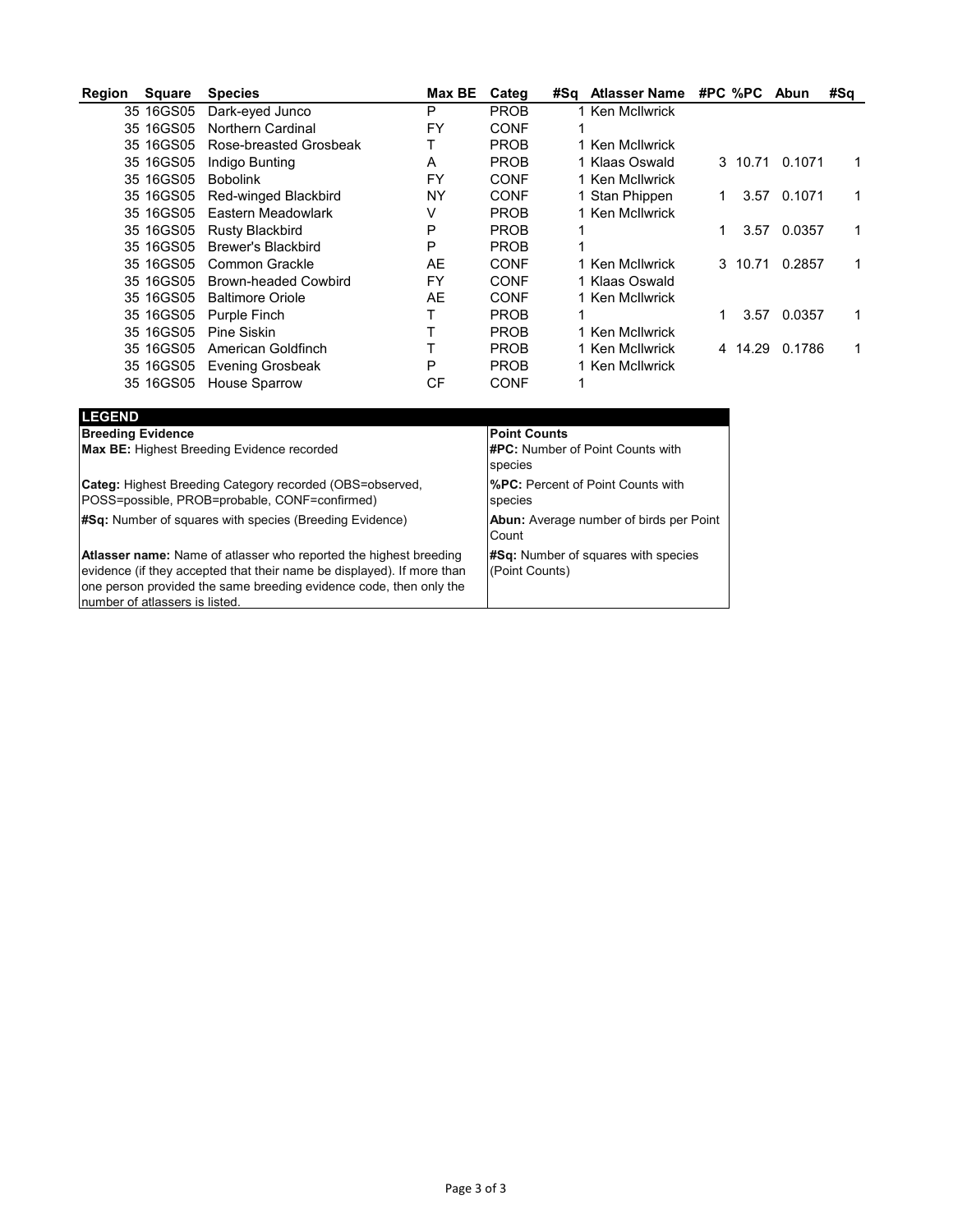| Region | Square | Species | Max BE | Categ | #Sq | Atlasser Name | #PC | %PC | Abun | #Sq |
|---|---|---|---|---|---|---|---|---|---|---|
| 35 | 16GS05 | Dark-eyed Junco | P | PROB | 1 | Ken McIlwrick | | | | |
| 35 | 16GS05 | Northern Cardinal | FY | CONF | 1 | | | | | |
| 35 | 16GS05 | Rose-breasted Grosbeak | T | PROB | 1 | Ken McIlwrick | | | | |
| 35 | 16GS05 | Indigo Bunting | A | PROB | 1 | Klaas Oswald | 3 | 10.71 | 0.1071 | 1 |
| 35 | 16GS05 | Bobolink | FY | CONF | 1 | Ken McIlwrick | | | | |
| 35 | 16GS05 | Red-winged Blackbird | NY | CONF | 1 | Stan Phippen | 1 | 3.57 | 0.1071 | 1 |
| 35 | 16GS05 | Eastern Meadowlark | V | PROB | 1 | Ken McIlwrick | | | | |
| 35 | 16GS05 | Rusty Blackbird | P | PROB | 1 | | 1 | 3.57 | 0.0357 | 1 |
| 35 | 16GS05 | Brewer's Blackbird | P | PROB | 1 | | | | | |
| 35 | 16GS05 | Common Grackle | AE | CONF | 1 | Ken McIlwrick | 3 | 10.71 | 0.2857 | 1 |
| 35 | 16GS05 | Brown-headed Cowbird | FY | CONF | 1 | Klaas Oswald | | | | |
| 35 | 16GS05 | Baltimore Oriole | AE | CONF | 1 | Ken McIlwrick | | | | |
| 35 | 16GS05 | Purple Finch | T | PROB | 1 | | 1 | 3.57 | 0.0357 | 1 |
| 35 | 16GS05 | Pine Siskin | T | PROB | 1 | Ken McIlwrick | | | | |
| 35 | 16GS05 | American Goldfinch | T | PROB | 1 | Ken McIlwrick | 4 | 14.29 | 0.1786 | 1 |
| 35 | 16GS05 | Evening Grosbeak | P | PROB | 1 | Ken McIlwrick | | | | |
| 35 | 16GS05 | House Sparrow | CF | CONF | 1 | | | | | |

**LEGEND**

| Breeding Evidence | Point Counts |
|---|---|
| **Max BE:** Highest Breeding Evidence recorded | **#PC:** Number of Point Counts with species |
| **Categ:** Highest Breeding Category recorded (OBS=observed, POSS=possible, PROB=probable, CONF=confirmed) | **%PC:** Percent of Point Counts with species |
| **#Sq:** Number of squares with species (Breeding Evidence) | **Abun:** Average number of birds per Point Count |
| **Atlasser name:** Name of atlasser who reported the highest breeding evidence (if they accepted that their name be displayed). If more than one person provided the same breeding evidence code, then only the number of atlassers is listed. | **#Sq:** Number of squares with species (Point Counts) |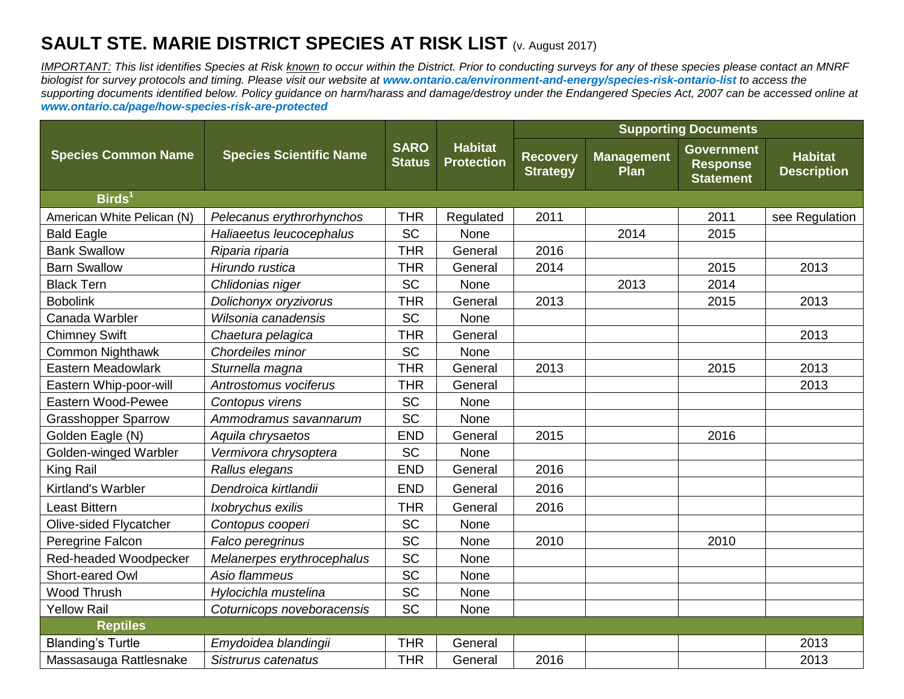# SAULT STE. MARIE DISTRICT SPECIES AT RISK LIST (v. August 2017)

*IMPORTANT: This list identifies Species at Risk known to occur within the District. Prior to conducting surveys for any of these species please contact an MNRF biologist for survey protocols and timing. Please visit our website at* ***www.ontario.ca/environment-and-energy/species-risk-ontario-list*** *to access the supporting documents identified below. Policy guidance on harm/harass and damage/destroy under the Endangered Species Act, 2007 can be accessed online at* ***www.ontario.ca/page/how-species-risk-are-protected***

| Species Common Name | Species Scientific Name | SARO Status | Habitat Protection | Supporting Documents | | | |
|---|---|---|---|---|---|---|---|
| | | | | Recovery Strategy | Management Plan | Government Response Statement | Habitat Description |
| **Birds[1]** | | | | | | | |
| American White Pelican (N) | *Pelecanus erythrorhynchos* | THR | Regulated | 2011 | | 2011 | see Regulation |
| Bald Eagle | *Haliaeetus leucocephalus* | SC | None | | 2014 | 2015 | |
| Bank Swallow | *Riparia riparia* | THR | General | 2016 | | | |
| Barn Swallow | *Hirundo rustica* | THR | General | 2014 | | 2015 | 2013 |
| Black Tern | *Chlidonias niger* | SC | None | | 2013 | 2014 | |
| Bobolink | *Dolichonyx oryzivorus* | THR | General | 2013 | | 2015 | 2013 |
| Canada Warbler | *Wilsonia canadensis* | SC | None | | | | |
| Chimney Swift | *Chaetura pelagica* | THR | General | | | | 2013 |
| Common Nighthawk | *Chordeiles minor* | SC | None | | | | |
| Eastern Meadowlark | *Sturnella magna* | THR | General | 2013 | | 2015 | 2013 |
| Eastern Whip-poor-will | *Antrostomus vociferus* | THR | General | | | | 2013 |
| Eastern Wood-Pewee | *Contopus virens* | SC | None | | | | |
| Grasshopper Sparrow | *Ammodramus savannarum* | SC | None | | | | |
| Golden Eagle (N) | *Aquila chrysaetos* | END | General | 2015 | | 2016 | |
| Golden-winged Warbler | *Vermivora chrysoptera* | SC | None | | | | |
| King Rail | *Rallus elegans* | END | General | 2016 | | | |
| Kirtland's Warbler | *Dendroica kirtlandii* | END | General | 2016 | | | |
| Least Bittern | *Ixobrychus exilis* | THR | General | 2016 | | | |
| Olive-sided Flycatcher | *Contopus cooperi* | SC | None | | | | |
| Peregrine Falcon | *Falco peregrinus* | SC | None | 2010 | | 2010 | |
| Red-headed Woodpecker | *Melanerpes erythrocephalus* | SC | None | | | | |
| Short-eared Owl | *Asio flammeus* | SC | None | | | | |
| Wood Thrush | *Hylocichla mustelina* | SC | None | | | | |
| Yellow Rail | *Coturnicops noveboracensis* | SC | None | | | | |
| **Reptiles** | | | | | | | |
| Blanding's Turtle | *Emydoidea blandingii* | THR | General | | | | 2013 |
| Massasauga Rattlesnake | *Sistrurus catenatus* | THR | General | 2016 | | | 2013 |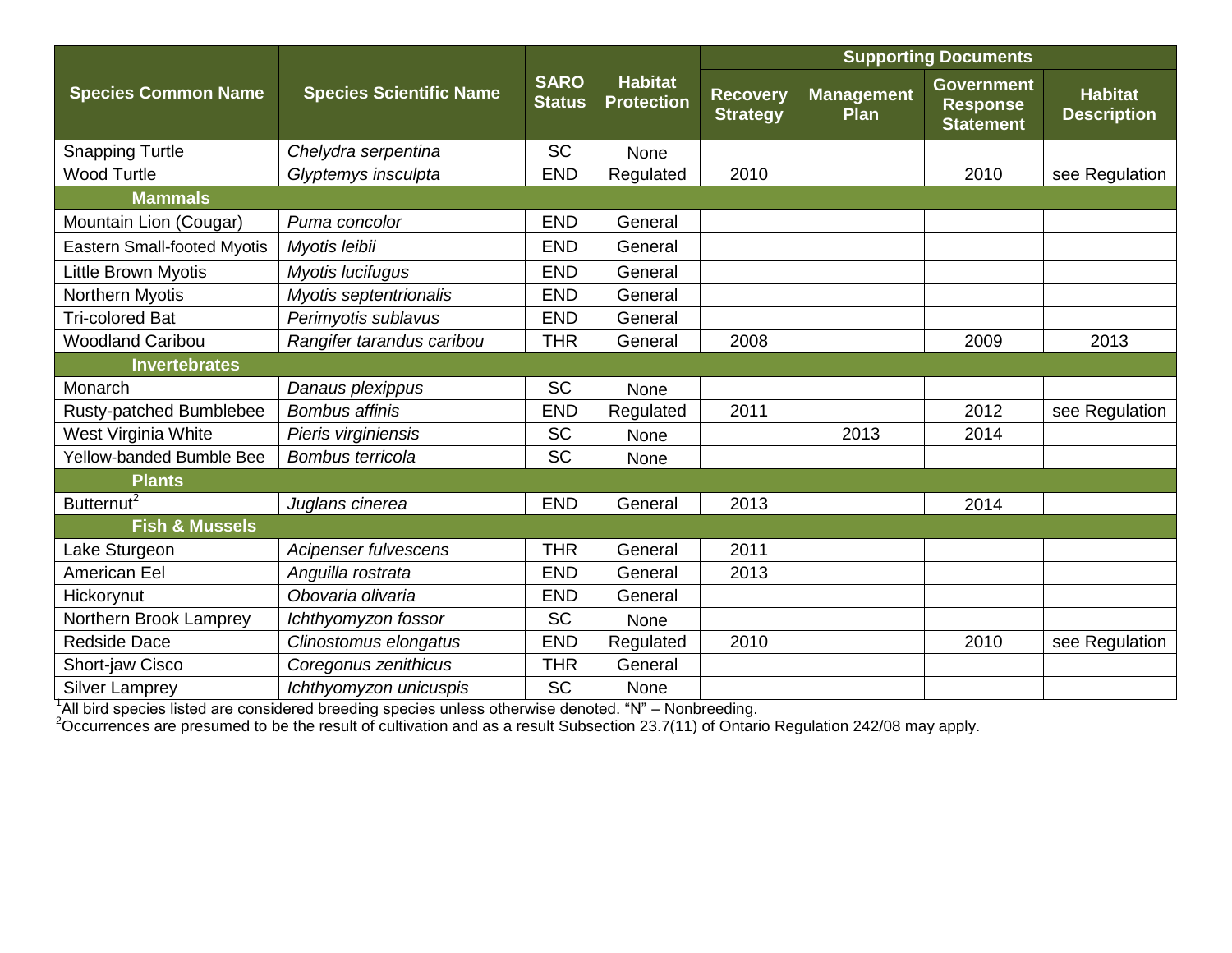| Species Common Name | Species Scientific Name | SARO Status | Habitat Protection | Supporting Documents | | | |
|---|---|---|---|---|---|---|---|
| | | | | Recovery Strategy | Management Plan | Government Response Statement | Habitat Description |
| Snapping Turtle | *Chelydra serpentina* | SC | None | | | | |
| Wood Turtle | *Glyptemys insculpta* | END | Regulated | 2010 | | 2010 | see Regulation |
| **Mammals** | | | | | | | |
| Mountain Lion (Cougar) | *Puma concolor* | END | General | | | | |
| Eastern Small-footed Myotis | *Myotis leibii* | END | General | | | | |
| Little Brown Myotis | *Myotis lucifugus* | END | General | | | | |
| Northern Myotis | *Myotis septentrionalis* | END | General | | | | |
| Tri-colored Bat | *Perimyotis sublavus* | END | General | | | | |
| Woodland Caribou | *Rangifer tarandus caribou* | THR | General | 2008 | | 2009 | 2013 |
| **Invertebrates** | | | | | | | |
| Monarch | *Danaus plexippus* | SC | None | | | | |
| Rusty-patched Bumblebee | *Bombus affinis* | END | Regulated | 2011 | | 2012 | see Regulation |
| West Virginia White | *Pieris virginiensis* | SC | None | | 2013 | 2014 | |
| Yellow-banded Bumble Bee | *Bombus terricola* | SC | None | | | | |
| **Plants** | | | | | | | |
| Butternut[2] | *Juglans cinerea* | END | General | 2013 | | 2014 | |
| **Fish & Mussels** | | | | | | | |
| Lake Sturgeon | *Acipenser fulvescens* | THR | General | 2011 | | | |
| American Eel | *Anguilla rostrata* | END | General | 2013 | | | |
| Hickorynut | *Obovaria olivaria* | END | General | | | | |
| Northern Brook Lamprey | *Ichthyomyzon fossor* | SC | None | | | | |
| Redside Dace | *Clinostomus elongatus* | END | Regulated | 2010 | | 2010 | see Regulation |
| Short-jaw Cisco | *Coregonus zenithicus* | THR | General | | | | |
| Silver Lamprey | *Ichthyomyzon unicuspis* | SC | None | | | | |

[1]All bird species listed are considered breeding species unless otherwise denoted. "N" – Nonbreeding.

[2]Occurrences are presumed to be the result of cultivation and as a result Subsection 23.7(11) of Ontario Regulation 242/08 may apply.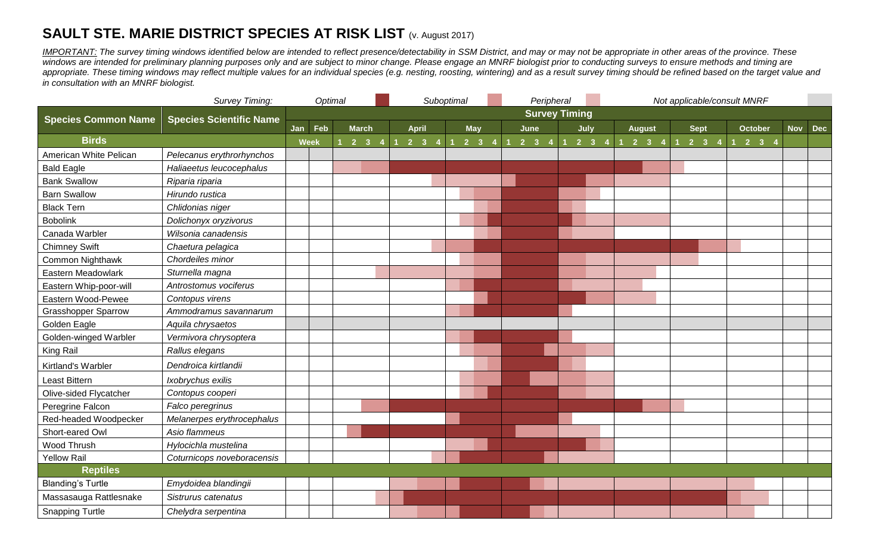# SAULT STE. MARIE DISTRICT SPECIES AT RISK LIST (v. August 2017)

*IMPORTANT: The survey timing windows identified below are intended to reflect presence/detectability in SSM District, and may or may not be appropriate in other areas of the province. These windows are intended for preliminary planning purposes only and are subject to minor change. Please engage an MNRF biologist prior to conducting surveys to ensure methods and timing are appropriate. These timing windows may reflect multiple values for an individual species (e.g. nesting, roosting, wintering) and as a result survey timing should be refined based on the target value and in consultation with an MNRF biologist.*

*Survey Timing:* *Optimal* | *Suboptimal* | *Peripheral* | *Not applicable/consult MNRF*

Survey Timing columns (colour-coded in the original chart): Jan, Feb, March (weeks 1–4), April (weeks 1–4), May (weeks 1–4), June (weeks 1–4), July (weeks 1–4), August (weeks 1–4), Sept (weeks 1–4), October (weeks 1–4), Nov, Dec.

| Species Common Name | Species Scientific Name |
|---|---|
| **Birds** | |
| American White Pelican | *Pelecanus erythrorhynchos* |
| Bald Eagle | *Haliaeetus leucocephalus* |
| Bank Swallow | *Riparia riparia* |
| Barn Swallow | *Hirundo rustica* |
| Black Tern | *Chlidonias niger* |
| Bobolink | *Dolichonyx oryzivorus* |
| Canada Warbler | *Wilsonia canadensis* |
| Chimney Swift | *Chaetura pelagica* |
| Common Nighthawk | *Chordeiles minor* |
| Eastern Meadowlark | *Sturnella magna* |
| Eastern Whip-poor-will | *Antrostomus vociferus* |
| Eastern Wood-Pewee | *Contopus virens* |
| Grasshopper Sparrow | *Ammodramus savannarum* |
| Golden Eagle | *Aquila chrysaetos* |
| Golden-winged Warbler | *Vermivora chrysoptera* |
| King Rail | *Rallus elegans* |
| Kirtland's Warbler | *Dendroica kirtlandii* |
| Least Bittern | *Ixobrychus exilis* |
| Olive-sided Flycatcher | *Contopus cooperi* |
| Peregrine Falcon | *Falco peregrinus* |
| Red-headed Woodpecker | *Melanerpes erythrocephalus* |
| Short-eared Owl | *Asio flammeus* |
| Wood Thrush | *Hylocichla mustelina* |
| Yellow Rail | *Coturnicops noveboracensis* |
| **Reptiles** | |
| Blanding's Turtle | *Emydoidea blandingii* |
| Massasauga Rattlesnake | *Sistrurus catenatus* |
| Snapping Turtle | *Chelydra serpentina* |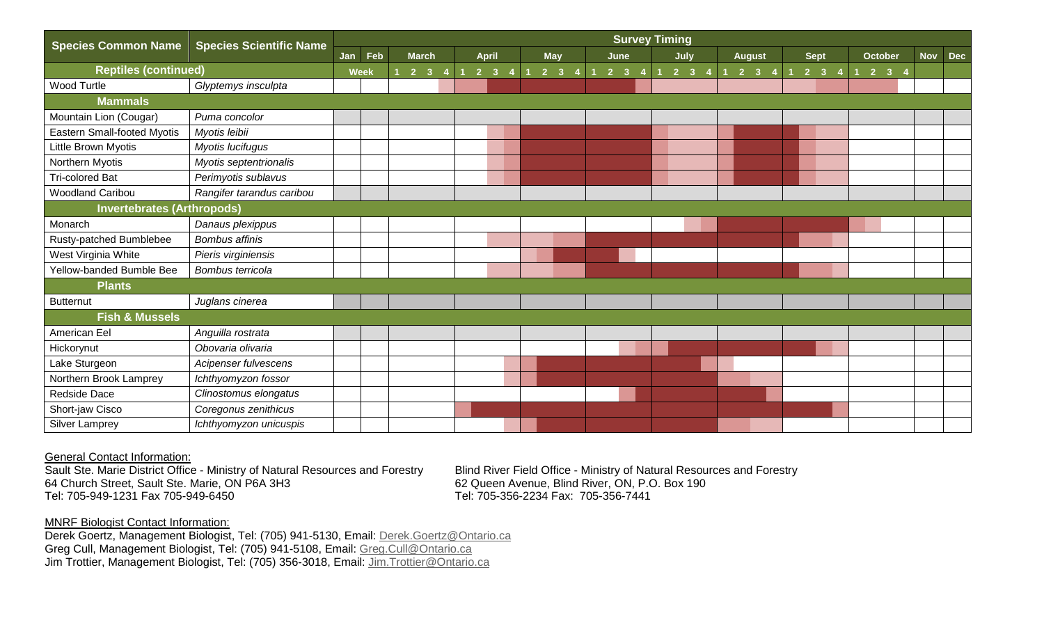| Species Common Name | Species Scientific Name | Survey Timing | | | | | | | | | | | |
|---|---|---|---|---|---|---|---|---|---|---|---|---|---|
| | | Jan | Feb | March | April | May | June | July | August | Sept | October | Nov | Dec |
| **Reptiles (continued)** | | Week | | 1 2 3 4 | 1 2 3 4 | 1 2 3 4 | 1 2 3 4 | 1 2 3 4 | 1 2 3 4 | 1 2 3 4 | 1 2 3 4 | | |
| Wood Turtle | *Glyptemys insculpta* | | | | | | | | | | | | |
| **Mammals** | | | | | | | | | | | | | |
| Mountain Lion (Cougar) | *Puma concolor* | | | | | | | | | | | | |
| Eastern Small-footed Myotis | *Myotis leibii* | | | | | | | | | | | | |
| Little Brown Myotis | *Myotis lucifugus* | | | | | | | | | | | | |
| Northern Myotis | *Myotis septentrionalis* | | | | | | | | | | | | |
| Tri-colored Bat | *Perimyotis sublavus* | | | | | | | | | | | | |
| Woodland Caribou | *Rangifer tarandus caribou* | | | | | | | | | | | | |
| **Invertebrates (Arthropods)** | | | | | | | | | | | | | |
| Monarch | *Danaus plexippus* | | | | | | | | | | | | |
| Rusty-patched Bumblebee | *Bombus affinis* | | | | | | | | | | | | |
| West Virginia White | *Pieris virginiensis* | | | | | | | | | | | | |
| Yellow-banded Bumble Bee | *Bombus terricola* | | | | | | | | | | | | |
| **Plants** | | | | | | | | | | | | | |
| Butternut | *Juglans cinerea* | | | | | | | | | | | | |
| **Fish & Mussels** | | | | | | | | | | | | | |
| American Eel | *Anguilla rostrata* | | | | | | | | | | | | |
| Hickorynut | *Obovaria olivaria* | | | | | | | | | | | | |
| Lake Sturgeon | *Acipenser fulvescens* | | | | | | | | | | | | |
| Northern Brook Lamprey | *Ichthyomyzon fossor* | | | | | | | | | | | | |
| Redside Dace | *Clinostomus elongatus* | | | | | | | | | | | | |
| Short-jaw Cisco | *Coregonus zenithicus* | | | | | | | | | | | | |
| Silver Lamprey | *Ichthyomyzon unicuspis* | | | | | | | | | | | | |

General Contact Information:

Sault Ste. Marie District Office - Ministry of Natural Resources and Forestry
64 Church Street, Sault Ste. Marie, ON P6A 3H3
Tel: 705-949-1231 Fax 705-949-6450

Blind River Field Office - Ministry of Natural Resources and Forestry
62 Queen Avenue, Blind River, ON, P.O. Box 190
Tel: 705-356-2234 Fax: 705-356-7441

MNRF Biologist Contact Information:

Derek Goertz, Management Biologist, Tel: (705) 941-5130, Email: Derek.Goertz@Ontario.ca
Greg Cull, Management Biologist, Tel: (705) 941-5108, Email: Greg.Cull@Ontario.ca
Jim Trottier, Management Biologist, Tel: (705) 356-3018, Email: Jim.Trottier@Ontario.ca